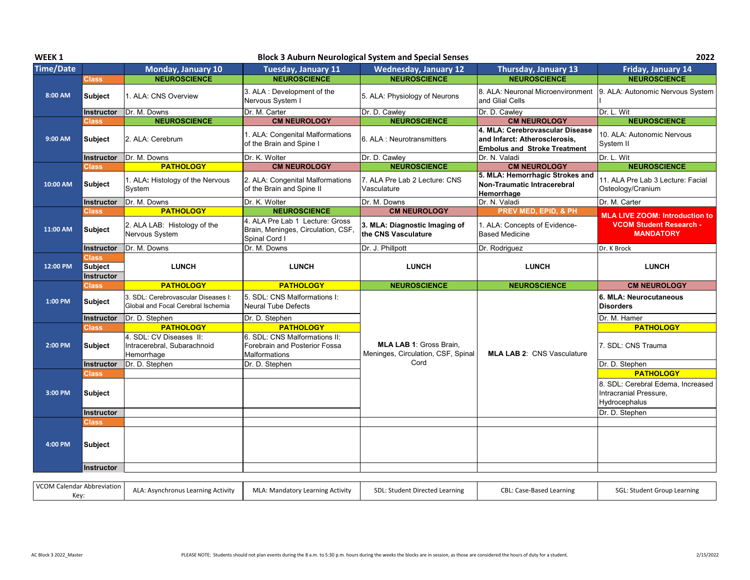**WEEK 1** — **Block 3 Auburn Neurological System and Special Senses** — **2022**

| Time/Date | | Monday, January 10 | Tuesday, January 11 | Wednesday, January 12 | Thursday, January 13 | Friday, January 14 |
|---|---|---|---|---|---|---|
| 8:00 AM | Class | NEUROSCIENCE | NEUROSCIENCE | NEUROSCIENCE | NEUROSCIENCE | NEUROSCIENCE |
| | Subject | 1. ALA: CNS Overview | 3. ALA : Development of the Nervous System I | 5. ALA: Physiology of Neurons | 8. ALA: Neuronal Microenvironment and Glial Cells | 9. ALA: Autonomic Nervous System I |
| | Instructor | Dr. M. Downs | Dr. M. Carter | Dr. D. Cawley | Dr. D. Cawley | Dr. L. Wit |
| 9:00 AM | Class | NEUROSCIENCE | CM NEUROLOGY | NEUROSCIENCE | CM NEUROLOGY | NEUROSCIENCE |
| | Subject | 2. ALA: Cerebrum | 1. ALA: Congenital Malformations of the Brain and Spine I | 6. ALA : Neurotransmitters | **4. MLA: Cerebrovascular Disease and Infarct: Atherosclerosis, Embolus and Stroke Treatment** | 10. ALA: Autonomic Nervous System II |
| | Instructor | Dr. M. Downs | Dr. K. Wolter | Dr. D. Cawley | Dr. N. Valadi | Dr. L. Wit |
| 10:00 AM | Class | PATHOLOGY | CM NEUROLOGY | NEUROSCIENCE | CM NEUROLOGY | NEUROSCIENCE |
| | Subject | 1. ALA: Histology of the Nervous System | 2. ALA: Congenital Malformations of the Brain and Spine II | 7. ALA Pre Lab 2 Lecture: CNS Vasculature | **5. MLA: Hemorrhagic Strokes and Non-Traumatic Intracerebral Hemorrhage** | 11. ALA Pre Lab 3 Lecture: Facial Osteology/Cranium |
| | Instructor | Dr. M. Downs | Dr. K. Wolter | Dr. M. Downs | Dr. N. Valadi | Dr. M. Carter |
| 11:00 AM | Class | PATHOLOGY | NEUROSCIENCE | CM NEUROLOGY | PREV MED, EPID, & PH | **MLA LIVE ZOOM: Introduction to VCOM Student Research - MANDATORY** |
| | Subject | 2. ALA LAB: Histology of the Nervous System | 4. ALA Pre Lab 1 Lecture: Gross Brain, Meninges, Circulation, CSF, Spinal Cord I | **3. MLA: Diagnostic Imaging of the CNS Vasculature** | 1. ALA: Concepts of Evidence-Based Medicine | |
| | Instructor | Dr. M. Downs | Dr. M. Downs | Dr. J. Phillpott | Dr. Rodriguez | Dr. K Brock |
| 12:00 PM | Class | | | | | |
| | Subject | LUNCH | LUNCH | LUNCH | LUNCH | LUNCH |
| | Instructor | | | | | |
| 1:00 PM | Class | PATHOLOGY | PATHOLOGY | NEUROSCIENCE | NEUROSCIENCE | CM NEUROLOGY |
| | Subject | 3. SDL: Cerebrovascular Diseases I: Global and Focal Cerebral Ischemia | 5. SDL: CNS Malformations I: Neural Tube Defects | **MLA LAB 1**: Gross Brain, Meninges, Circulation, CSF, Spinal Cord | **MLA LAB 2**: CNS Vasculature | **6. MLA: Neurocutaneous Disorders** |
| | Instructor | Dr. D. Stephen | Dr. D. Stephen | | | Dr. M. Hamer |
| 2:00 PM | Class | PATHOLOGY | PATHOLOGY | | | PATHOLOGY |
| | Subject | 4. SDL: CV Diseases II: Intracerebral, Subarachnoid Hemorrhage | 6. SDL: CNS Malformations II: Forebrain and Posterior Fossa Malformations | | | 7. SDL: CNS Trauma |
| | Instructor | Dr. D. Stephen | Dr. D. Stephen | | | Dr. D. Stephen |
| 3:00 PM | Class | | | | | PATHOLOGY |
| | Subject | | | | | 8. SDL: Cerebral Edema, Increased Intracranial Pressure, Hydrocephalus |
| | Instructor | | | | | Dr. D. Stephen |
| 4:00 PM | Class | | | | | |
| | Subject | | | | | |
| | Instructor | | | | | |

| VCOM Calendar Abbreviation Key: | ALA: Asynchronus Learning Activity | MLA: Mandatory Learning Activity | SDL: Student Directed Learning | CBL: Case-Based Learning | SGL: Student Group Learning |
|---|---|---|---|---|---|

AC Block 3 2022_Master — PLEASE NOTE: Students should not plan events during the 8 a.m. to 5:30 p.m. hours during the weeks the blocks are in session, as those are considered the hours of duty for a student. — 2/15/2022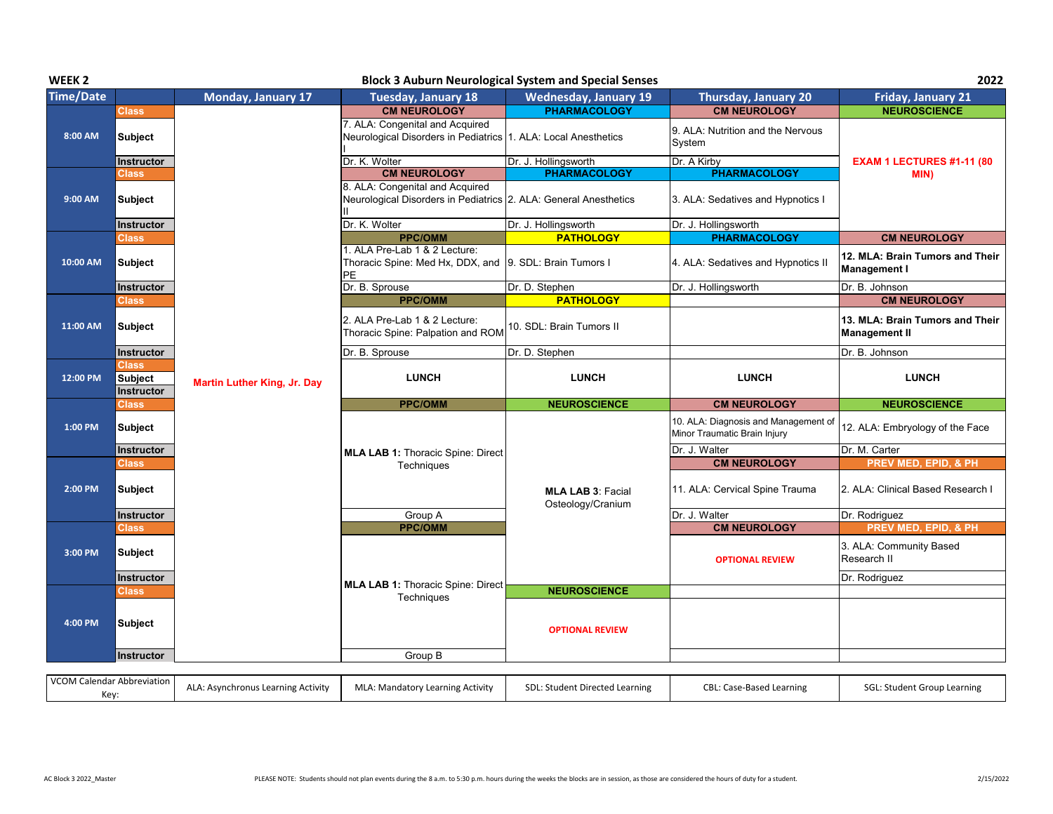**WEEK 2** — **Block 3 Auburn Neurological System and Special Senses** — **2022**

| Time/Date | | Monday, January 17 | Tuesday, January 18 | Wednesday, January 19 | Thursday, January 20 | Friday, January 21 |
|---|---|---|---|---|---|---|
| 8:00 AM | Class | Martin Luther King, Jr. Day | CM NEUROLOGY | PHARMACOLOGY | CM NEUROLOGY | NEUROSCIENCE |
| | Subject | | 7. ALA: Congenital and Acquired Neurological Disorders in Pediatrics I | 1. ALA: Local Anesthetics | 9. ALA: Nutrition and the Nervous System | EXAM 1 LECTURES #1-11 (80 MIN) |
| | Instructor | | Dr. K. Wolter | Dr. J. Hollingsworth | Dr. A Kirby | |
| 9:00 AM | Class | | CM NEUROLOGY | PHARMACOLOGY | PHARMACOLOGY | |
| | Subject | | 8. ALA: Congenital and Acquired Neurological Disorders in Pediatrics II | 2. ALA: General Anesthetics | 3. ALA: Sedatives and Hypnotics I | |
| | Instructor | | Dr. K. Wolter | Dr. J. Hollingsworth | Dr. J. Hollingsworth | |
| 10:00 AM | Class | | PPC/OMM | PATHOLOGY | PHARMACOLOGY | CM NEUROLOGY |
| | Subject | | 1. ALA Pre-Lab 1 & 2 Lecture: Thoracic Spine: Med Hx, DDX, and PE | 9. SDL: Brain Tumors I | 4. ALA: Sedatives and Hypnotics II | **12. MLA: Brain Tumors and Their Management I** |
| | Instructor | | Dr. B. Sprouse | Dr. D. Stephen | Dr. J. Hollingsworth | Dr. B. Johnson |
| 11:00 AM | Class | | PPC/OMM | PATHOLOGY | | CM NEUROLOGY |
| | Subject | | 2. ALA Pre-Lab 1 & 2 Lecture: Thoracic Spine: Palpation and ROM | 10. SDL: Brain Tumors II | | **13. MLA: Brain Tumors and Their Management II** |
| | Instructor | | Dr. B. Sprouse | Dr. D. Stephen | | Dr. B. Johnson |
| 12:00 PM | Class / Subject / Instructor | | LUNCH | LUNCH | LUNCH | LUNCH |
| 1:00 PM | Class | | PPC/OMM | NEUROSCIENCE | CM NEUROLOGY | NEUROSCIENCE |
| | Subject | | **MLA LAB 1:** Thoracic Spine: Direct Techniques | **MLA LAB 3**: Facial Osteology/Cranium | 10. ALA: Diagnosis and Management of Minor Traumatic Brain Injury | 12. ALA: Embryology of the Face |
| | Instructor | | | | Dr. J. Walter | Dr. M. Carter |
| 2:00 PM | Class | | | | CM NEUROLOGY | PREV MED, EPID, & PH |
| | Subject | | | | 11. ALA: Cervical Spine Trauma | 2. ALA: Clinical Based Research I |
| | Instructor | | Group A | | Dr. J. Walter | Dr. Rodriguez |
| 3:00 PM | Class | | PPC/OMM | | CM NEUROLOGY | PREV MED, EPID, & PH |
| | Subject | | **MLA LAB 1:** Thoracic Spine: Direct Techniques | | OPTIONAL REVIEW | 3. ALA: Community Based Research II |
| | Instructor | | | | | Dr. Rodriguez |
| 4:00 PM | Class | | | NEUROSCIENCE | | |
| | Subject | | | OPTIONAL REVIEW | | |
| | Instructor | | Group B | | | |

| VCOM Calendar Abbreviation Key: | ALA: Asynchronus Learning Activity | MLA: Mandatory Learning Activity | SDL: Student Directed Learning | CBL: Case-Based Learning | SGL: Student Group Learning |
|---|---|---|---|---|---|

AC Block 3 2022_Master

PLEASE NOTE: Students should not plan events during the 8 a.m. to 5:30 p.m. hours during the weeks the blocks are in session, as those are considered the hours of duty for a student.

2/15/2022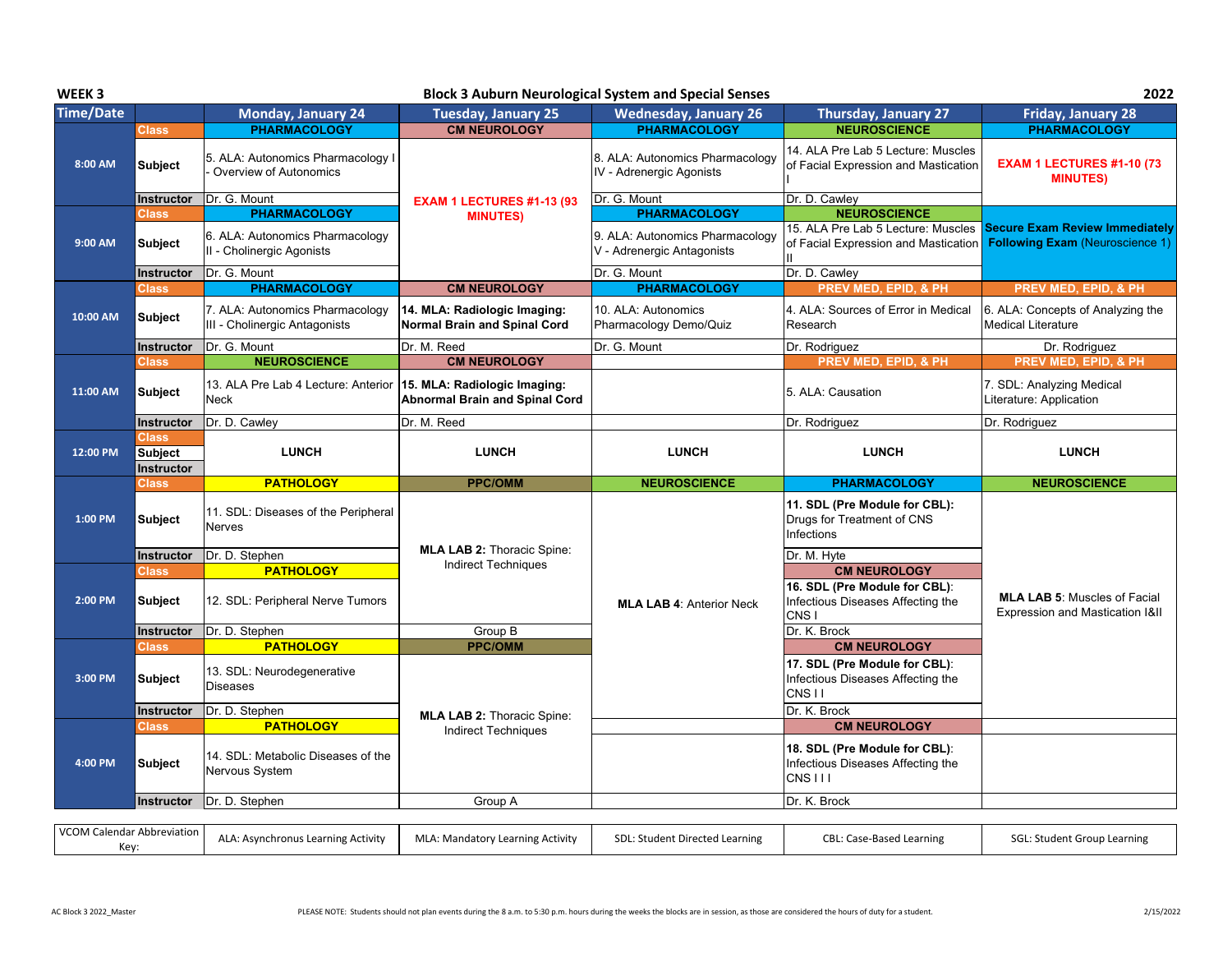**WEEK 3** — **Block 3 Auburn Neurological System and Special Senses** — **2022**

| Time/Date | | Monday, January 24 | Tuesday, January 25 | Wednesday, January 26 | Thursday, January 27 | Friday, January 28 |
|---|---|---|---|---|---|---|
| 8:00 AM | Class | PHARMACOLOGY | CM NEUROLOGY | PHARMACOLOGY | NEUROSCIENCE | PHARMACOLOGY |
| | Subject | 5. ALA: Autonomics Pharmacology I - Overview of Autonomics | EXAM 1 LECTURES #1-13 (93 MINUTES) | 8. ALA: Autonomics Pharmacology IV - Adrenergic Agonists | 14. ALA Pre Lab 5 Lecture: Muscles of Facial Expression and Mastication I | EXAM 1 LECTURES #1-10 (73 MINUTES) |
| | Instructor | Dr. G. Mount | | Dr. G. Mount | Dr. D. Cawley | |
| 9:00 AM | Class | PHARMACOLOGY | | PHARMACOLOGY | NEUROSCIENCE | |
| | Subject | 6. ALA: Autonomics Pharmacology II - Cholinergic Agonists | | 9. ALA: Autonomics Pharmacology V - Adrenergic Antagonists | 15. ALA Pre Lab 5 Lecture: Muscles of Facial Expression and Mastication II | **Secure Exam Review Immediately Following Exam** (Neuroscience 1) |
| | Instructor | Dr. G. Mount | | Dr. G. Mount | Dr. D. Cawley | |
| 10:00 AM | Class | PHARMACOLOGY | CM NEUROLOGY | PHARMACOLOGY | PREV MED, EPID, & PH | PREV MED, EPID, & PH |
| | Subject | 7. ALA: Autonomics Pharmacology III - Cholinergic Antagonists | **14. MLA: Radiologic Imaging: Normal Brain and Spinal Cord** | 10. ALA: Autonomics Pharmacology Demo/Quiz | 4. ALA: Sources of Error in Medical Research | 6. ALA: Concepts of Analyzing the Medical Literature |
| | Instructor | Dr. G. Mount | Dr. M. Reed | Dr. G. Mount | Dr. Rodriguez | Dr. Rodriguez |
| 11:00 AM | Class | NEUROSCIENCE | CM NEUROLOGY | | PREV MED, EPID, & PH | PREV MED, EPID, & PH |
| | Subject | 13. ALA Pre Lab 4 Lecture: Anterior Neck | **15. MLA: Radiologic Imaging: Abnormal Brain and Spinal Cord** | | 5. ALA: Causation | 7. SDL: Analyzing Medical Literature: Application |
| | Instructor | Dr. D. Cawley | Dr. M. Reed | | Dr. Rodriguez | Dr. Rodriguez |
| 12:00 PM | Class / Subject / Instructor | LUNCH | LUNCH | LUNCH | LUNCH | LUNCH |
| 1:00 PM | Class | PATHOLOGY | PPC/OMM | NEUROSCIENCE | PHARMACOLOGY | NEUROSCIENCE |
| | Subject | 11. SDL: Diseases of the Peripheral Nerves | **MLA LAB 2:** Thoracic Spine: Indirect Techniques | **MLA LAB 4**: Anterior Neck | **11. SDL (Pre Module for CBL):** Drugs for Treatment of CNS Infections | **MLA LAB 5**: Muscles of Facial Expression and Mastication I&II |
| | Instructor | Dr. D. Stephen | | | Dr. M. Hyte | |
| 2:00 PM | Class | PATHOLOGY | | | CM NEUROLOGY | |
| | Subject | 12. SDL: Peripheral Nerve Tumors | | | **16. SDL (Pre Module for CBL)**: Infectious Diseases Affecting the CNS I | |
| | Instructor | Dr. D. Stephen | Group B | | Dr. K. Brock | |
| 3:00 PM | Class | PATHOLOGY | PPC/OMM | | CM NEUROLOGY | |
| | Subject | 13. SDL: Neurodegenerative Diseases | **MLA LAB 2:** Thoracic Spine: Indirect Techniques | | **17. SDL (Pre Module for CBL)**: Infectious Diseases Affecting the CNS I I | |
| | Instructor | Dr. D. Stephen | | | Dr. K. Brock | |
| 4:00 PM | Class | PATHOLOGY | | | CM NEUROLOGY | |
| | Subject | 14. SDL: Metabolic Diseases of the Nervous System | | | **18. SDL (Pre Module for CBL)**: Infectious Diseases Affecting the CNS I I I | |
| | Instructor | Dr. D. Stephen | Group A | | Dr. K. Brock | |

| VCOM Calendar Abbreviation Key: | ALA: Asynchronus Learning Activity | MLA: Mandatory Learning Activity | SDL: Student Directed Learning | CBL: Case-Based Learning | SGL: Student Group Learning |
|---|---|---|---|---|---|

PLEASE NOTE: Students should not plan events during the 8 a.m. to 5:30 p.m. hours during the weeks the blocks are in session, as those are considered the hours of duty for a student.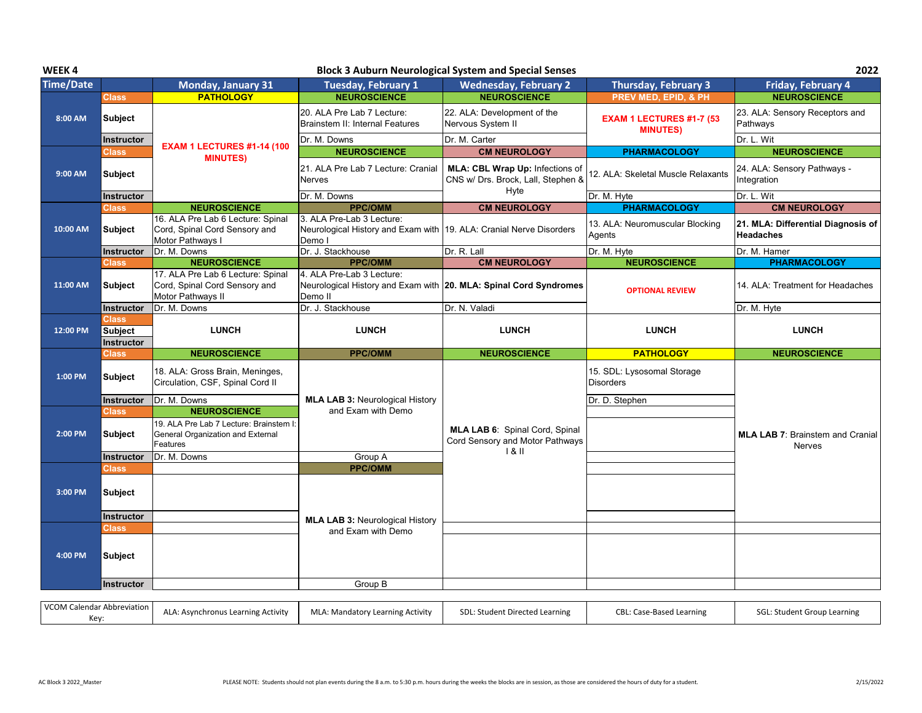**WEEK 4** | **Block 3 Auburn Neurological System and Special Senses** | **2022**

| Time/Date | | Monday, January 31 | Tuesday, February 1 | Wednesday, February 2 | Thursday, February 3 | Friday, February 4 |
|---|---|---|---|---|---|---|
| 8:00 AM | Class | PATHOLOGY | NEUROSCIENCE | NEUROSCIENCE | PREV MED, EPID, & PH | NEUROSCIENCE |
| | Subject | EXAM 1 LECTURES #1-14 (100 MINUTES) | 20. ALA Pre Lab 7 Lecture: Brainstem II: Internal Features | 22. ALA: Development of the Nervous System II | EXAM 1 LECTURES #1-7 (53 MINUTES) | 23. ALA: Sensory Receptors and Pathways |
| | Instructor | | Dr. M. Downs | Dr. M. Carter | | Dr. L. Wit |
| 9:00 AM | Class | | NEUROSCIENCE | CM NEUROLOGY | PHARMACOLOGY | NEUROSCIENCE |
| | Subject | | 21. ALA Pre Lab 7 Lecture: Cranial Nerves | **MLA: CBL Wrap Up:** Infections of CNS w/ Drs. Brock, Lall, Stephen & Hyte | 12. ALA: Skeletal Muscle Relaxants | 24. ALA: Sensory Pathways - Integration |
| | Instructor | | Dr. M. Downs | | Dr. M. Hyte | Dr. L. Wit |
| 10:00 AM | Class | NEUROSCIENCE | PPC/OMM | CM NEUROLOGY | PHARMACOLOGY | CM NEUROLOGY |
| | Subject | 16. ALA Pre Lab 6 Lecture: Spinal Cord, Spinal Cord Sensory and Motor Pathways I | 3. ALA Pre-Lab 3 Lecture: Neurological History and Exam with Demo I | 19. ALA: Cranial Nerve Disorders | 13. ALA: Neuromuscular Blocking Agents | **21. MLA: Differential Diagnosis of Headaches** |
| | Instructor | Dr. M. Downs | Dr. J. Stackhouse | Dr. R. Lall | Dr. M. Hyte | Dr. M. Hamer |
| 11:00 AM | Class | NEUROSCIENCE | PPC/OMM | CM NEUROLOGY | NEUROSCIENCE | PHARMACOLOGY |
| | Subject | 17. ALA Pre Lab 6 Lecture: Spinal Cord, Spinal Cord Sensory and Motor Pathways II | 4. ALA Pre-Lab 3 Lecture: Neurological History and Exam with Demo II | **20. MLA: Spinal Cord Syndromes** | OPTIONAL REVIEW | 14. ALA: Treatment for Headaches |
| | Instructor | Dr. M. Downs | Dr. J. Stackhouse | Dr. N. Valadi | | Dr. M. Hyte |
| 12:00 PM | Class / Subject / Instructor | LUNCH | LUNCH | LUNCH | LUNCH | LUNCH |
| 1:00 PM | Class | NEUROSCIENCE | PPC/OMM | NEUROSCIENCE | PATHOLOGY | NEUROSCIENCE |
| | Subject | 18. ALA: Gross Brain, Meninges, Circulation, CSF, Spinal Cord II | **MLA LAB 3:** Neurological History and Exam with Demo | **MLA LAB 6:** Spinal Cord, Spinal Cord Sensory and Motor Pathways I & II | 15. SDL: Lysosomal Storage Disorders | **MLA LAB 7:** Brainstem and Cranial Nerves |
| | Instructor | Dr. M. Downs | | | Dr. D. Stephen | |
| 2:00 PM | Class | NEUROSCIENCE | | | | |
| | Subject | 19. ALA Pre Lab 7 Lecture: Brainstem I: General Organization and External Features | | | | |
| | Instructor | Dr. M. Downs | Group A | | | |
| 3:00 PM | Class | | PPC/OMM | | | |
| | Subject | | **MLA LAB 3:** Neurological History and Exam with Demo | | | |
| | Instructor | | | | | |
| 4:00 PM | Class | | | | | |
| | Subject | | | | | |
| | Instructor | | Group B | | | |

| VCOM Calendar Abbreviation Key: | ALA: Asynchronus Learning Activity | MLA: Mandatory Learning Activity | SDL: Student Directed Learning | CBL: Case-Based Learning | SGL: Student Group Learning |
|---|---|---|---|---|---|

AC Block 3 2022_Master — PLEASE NOTE: Students should not plan events during the 8 a.m. to 5:30 p.m. hours during the weeks the blocks are in session, as those are considered the hours of duty for a student. — 2/15/2022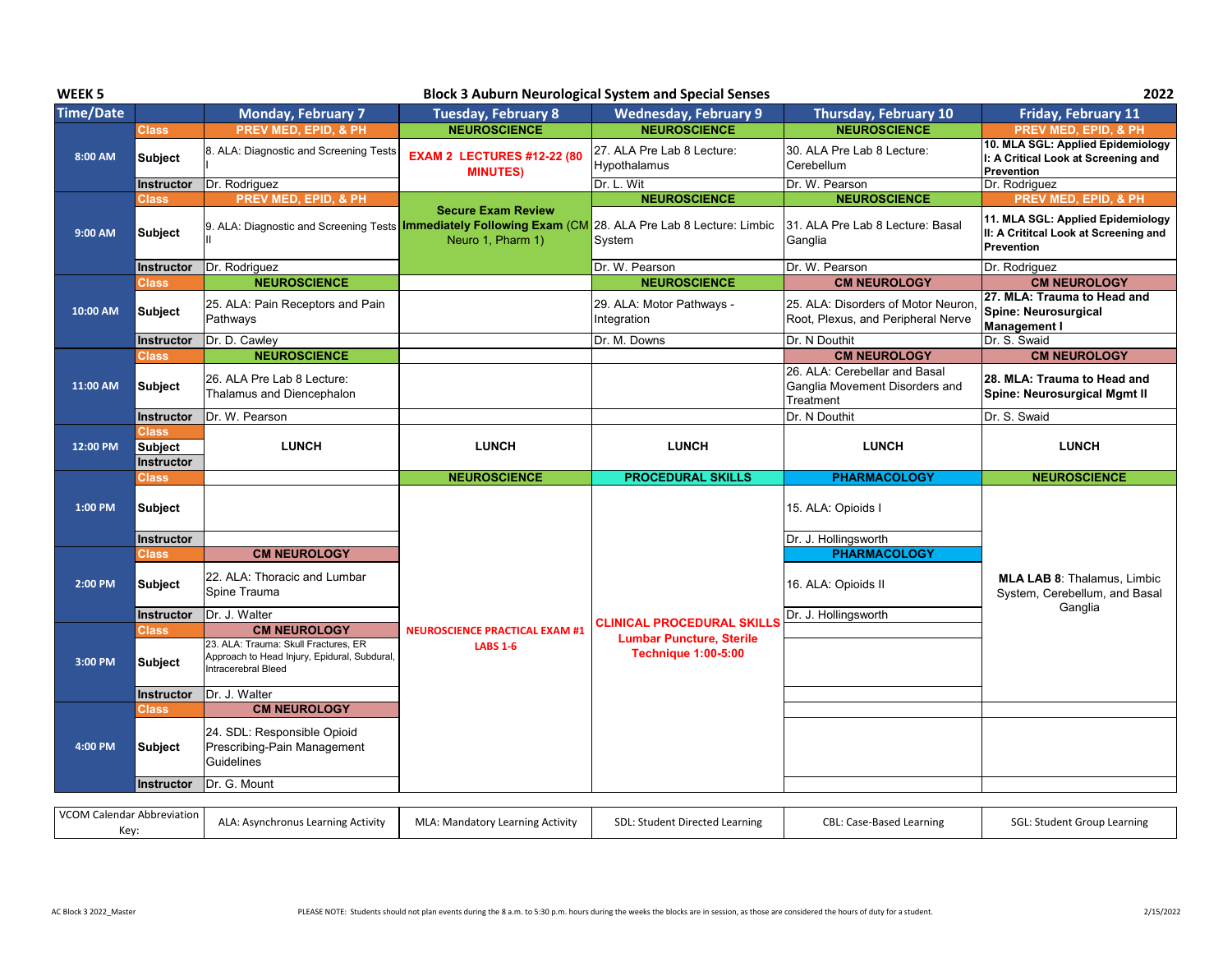**WEEK 5** — **Block 3 Auburn Neurological System and Special Senses** — **2022**

| Time/Date | | Monday, February 7 | Tuesday, February 8 | Wednesday, February 9 | Thursday, February 10 | Friday, February 11 |
|---|---|---|---|---|---|---|
| 8:00 AM | Class | PREV MED, EPID, & PH | NEUROSCIENCE | NEUROSCIENCE | NEUROSCIENCE | PREV MED, EPID, & PH |
| | Subject | 8. ALA: Diagnostic and Screening Tests I | **EXAM 2 LECTURES #12-22 (80 MINUTES)** | 27. ALA Pre Lab 8 Lecture: Hypothalamus | 30. ALA Pre Lab 8 Lecture: Cerebellum | **10. MLA SGL: Applied Epidemiology I: A Critical Look at Screening and Prevention** |
| | Instructor | Dr. Rodriguez | | Dr. L. Wit | Dr. W. Pearson | Dr. Rodriguez |
| 9:00 AM | Class | PREV MED, EPID, & PH | **Secure Exam Review Immediately Following Exam** (CM Neuro 1, Pharm 1) | NEUROSCIENCE | NEUROSCIENCE | PREV MED, EPID, & PH |
| | Subject | 9. ALA: Diagnostic and Screening Tests II | | 28. ALA Pre Lab 8 Lecture: Limbic System | 31. ALA Pre Lab 8 Lecture: Basal Ganglia | **11. MLA SGL: Applied Epidemiology II: A Crititcal Look at Screening and Prevention** |
| | Instructor | Dr. Rodriguez | | Dr. W. Pearson | Dr. W. Pearson | Dr. Rodriguez |
| 10:00 AM | Class | NEUROSCIENCE | | NEUROSCIENCE | CM NEUROLOGY | CM NEUROLOGY |
| | Subject | 25. ALA: Pain Receptors and Pain Pathways | | 29. ALA: Motor Pathways - Integration | 25. ALA: Disorders of Motor Neuron, Root, Plexus, and Peripheral Nerve | **27. MLA: Trauma to Head and Spine: Neurosurgical Management I** |
| | Instructor | Dr. D. Cawley | | Dr. M. Downs | Dr. N Douthit | Dr. S. Swaid |
| 11:00 AM | Class | NEUROSCIENCE | | | CM NEUROLOGY | CM NEUROLOGY |
| | Subject | 26. ALA Pre Lab 8 Lecture: Thalamus and Diencephalon | | | 26. ALA: Cerebellar and Basal Ganglia Movement Disorders and Treatment | **28. MLA: Trauma to Head and Spine: Neurosurgical Mgmt II** |
| | Instructor | Dr. W. Pearson | | | Dr. N Douthit | Dr. S. Swaid |
| 12:00 PM | Class | LUNCH | LUNCH | LUNCH | LUNCH | LUNCH |
| | Subject | | | | | |
| | Instructor | | | | | |
| 1:00 PM | Class | | NEUROSCIENCE | PROCEDURAL SKILLS | PHARMACOLOGY | NEUROSCIENCE |
| | Subject | | **NEUROSCIENCE PRACTICAL EXAM #1 LABS 1-6** | **CLINICAL PROCEDURAL SKILLS Lumbar Puncture, Sterile Technique 1:00-5:00** | 15. ALA: Opioids I | **MLA LAB 8**: Thalamus, Limbic System, Cerebellum, and Basal Ganglia |
| | Instructor | | | | Dr. J. Hollingsworth | |
| 2:00 PM | Class | CM NEUROLOGY | | | PHARMACOLOGY | |
| | Subject | 22. ALA: Thoracic and Lumbar Spine Trauma | | | 16. ALA: Opioids II | |
| | Instructor | Dr. J. Walter | | | Dr. J. Hollingsworth | |
| 3:00 PM | Class | CM NEUROLOGY | | | | |
| | Subject | 23. ALA: Trauma: Skull Fractures, ER Approach to Head Injury, Epidural, Subdural, Intracerebral Bleed | | | | |
| | Instructor | Dr. J. Walter | | | | |
| 4:00 PM | Class | CM NEUROLOGY | | | | |
| | Subject | 24. SDL: Responsible Opioid Prescribing-Pain Management Guidelines | | | | |
| | Instructor | Dr. G. Mount | | | | |

| VCOM Calendar Abbreviation Key: | ALA: Asynchronus Learning Activity | MLA: Mandatory Learning Activity | SDL: Student Directed Learning | CBL: Case-Based Learning | SGL: Student Group Learning |
|---|---|---|---|---|---|

PLEASE NOTE: Students should not plan events during the 8 a.m. to 5:30 p.m. hours during the weeks the blocks are in session, as those are considered the hours of duty for a student.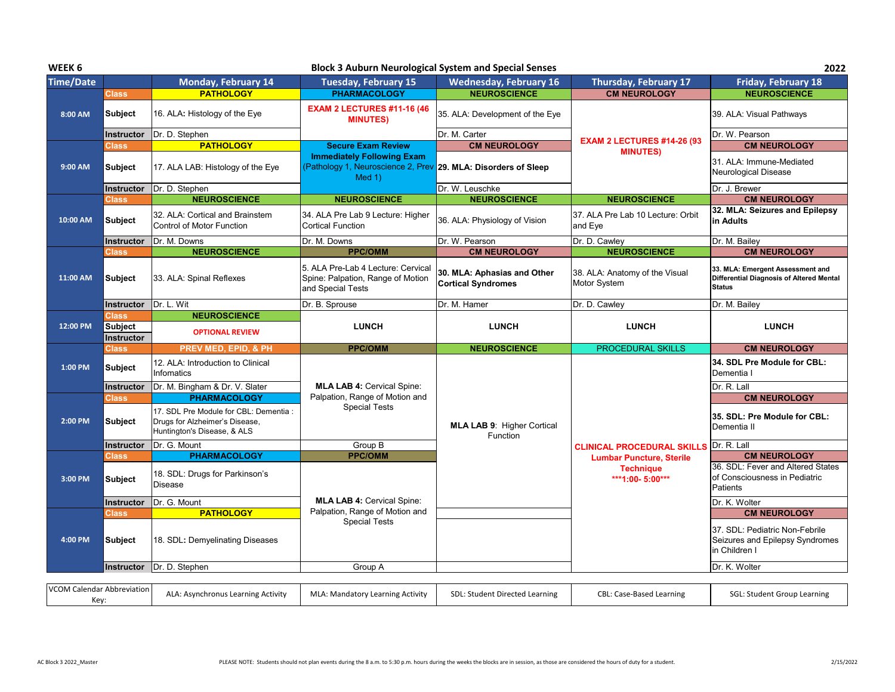**WEEK 6** — **Block 3 Auburn Neurological System and Special Senses** — **2022**

| Time/Date | | Monday, February 14 | Tuesday, February 15 | Wednesday, February 16 | Thursday, February 17 | Friday, February 18 |
|---|---|---|---|---|---|---|
| 8:00 AM | Class | PATHOLOGY | PHARMACOLOGY | NEUROSCIENCE | CM NEUROLOGY | NEUROSCIENCE |
| | Subject | 16. ALA: Histology of the Eye | EXAM 2 LECTURES #11-16 (46 MINUTES) | 35. ALA: Development of the Eye | EXAM 2 LECTURES #14-26 (93 MINUTES) | 39. ALA: Visual Pathways |
| | Instructor | Dr. D. Stephen | | Dr. M. Carter | | Dr. W. Pearson |
| 9:00 AM | Class | PATHOLOGY | Secure Exam Review | CM NEUROLOGY | | CM NEUROLOGY |
| | Subject | 17. ALA LAB: Histology of the Eye | Immediately Following Exam (Pathology 1, Neuroscience 2, Prev Med 1) | 29. MLA: Disorders of Sleep | | 31. ALA: Immune-Mediated Neurological Disease |
| | Instructor | Dr. D. Stephen | | Dr. W. Leuschke | | Dr. J. Brewer |
| 10:00 AM | Class | NEUROSCIENCE | NEUROSCIENCE | NEUROSCIENCE | NEUROSCIENCE | CM NEUROLOGY |
| | Subject | 32. ALA: Cortical and Brainstem Control of Motor Function | 34. ALA Pre Lab 9 Lecture: Higher Cortical Function | 36. ALA: Physiology of Vision | 37. ALA Pre Lab 10 Lecture: Orbit and Eye | 32. MLA: Seizures and Epilepsy in Adults |
| | Instructor | Dr. M. Downs | Dr. M. Downs | Dr. W. Pearson | Dr. D. Cawley | Dr. M. Bailey |
| 11:00 AM | Class | NEUROSCIENCE | PPC/OMM | CM NEUROLOGY | NEUROSCIENCE | CM NEUROLOGY |
| | Subject | 33. ALA: Spinal Reflexes | 5. ALA Pre-Lab 4 Lecture: Cervical Spine: Palpation, Range of Motion and Special Tests | 30. MLA: Aphasias and Other Cortical Syndromes | 38. ALA: Anatomy of the Visual Motor System | 33. MLA: Emergent Assessment and Differential Diagnosis of Altered Mental Status |
| | Instructor | Dr. L. Wit | Dr. B. Sprouse | Dr. M. Hamer | Dr. D. Cawley | Dr. M. Bailey |
| 12:00 PM | Class | NEUROSCIENCE | LUNCH | LUNCH | LUNCH | LUNCH |
| | Subject | OPTIONAL REVIEW | | | | |
| | Instructor | | | | | |
| 1:00 PM | Class | PREV MED, EPID, & PH | PPC/OMM | NEUROSCIENCE | PROCEDURAL SKILLS | CM NEUROLOGY |
| | Subject | 12. ALA: Introduction to Clinical Infomatics | MLA LAB 4: Cervical Spine: Palpation, Range of Motion and Special Tests | MLA LAB 9: Higher Cortical Function | CLINICAL PROCEDURAL SKILLS Lumbar Puncture, Sterile Technique ***1:00- 5:00*** | 34. SDL Pre Module for CBL: Dementia I |
| | Instructor | Dr. M. Bingham & Dr. V. Slater | | | | Dr. R. Lall |
| 2:00 PM | Class | PHARMACOLOGY | | | | CM NEUROLOGY |
| | Subject | 17. SDL Pre Module for CBL: Dementia : Drugs for Alzheimer's Disease, Huntington's Disease, & ALS | | | | 35. SDL: Pre Module for CBL: Dementia II |
| | Instructor | Dr. G. Mount | Group B | | | Dr. R. Lall |
| 3:00 PM | Class | PHARMACOLOGY | PPC/OMM | | | CM NEUROLOGY |
| | Subject | 18. SDL: Drugs for Parkinson's Disease | MLA LAB 4: Cervical Spine: Palpation, Range of Motion and Special Tests | | | 36. SDL: Fever and Altered States of Consciousness in Pediatric Patients |
| | Instructor | Dr. G. Mount | | | | Dr. K. Wolter |
| 4:00 PM | Class | PATHOLOGY | | | | CM NEUROLOGY |
| | Subject | 18. SDL: Demyelinating Diseases | | | | 37. SDL: Pediatric Non-Febrile Seizures and Epilepsy Syndromes in Children I |
| | Instructor | Dr. D. Stephen | Group A | | | Dr. K. Wolter |

| VCOM Calendar Abbreviation Key: | ALA: Asynchronus Learning Activity | MLA: Mandatory Learning Activity | SDL: Student Directed Learning | CBL: Case-Based Learning | SGL: Student Group Learning |
|---|---|---|---|---|---|

AC Block 3 2022_Master — PLEASE NOTE: Students should not plan events during the 8 a.m. to 5:30 p.m. hours during the weeks the blocks are in session, as those are considered the hours of duty for a student. — 2/15/2022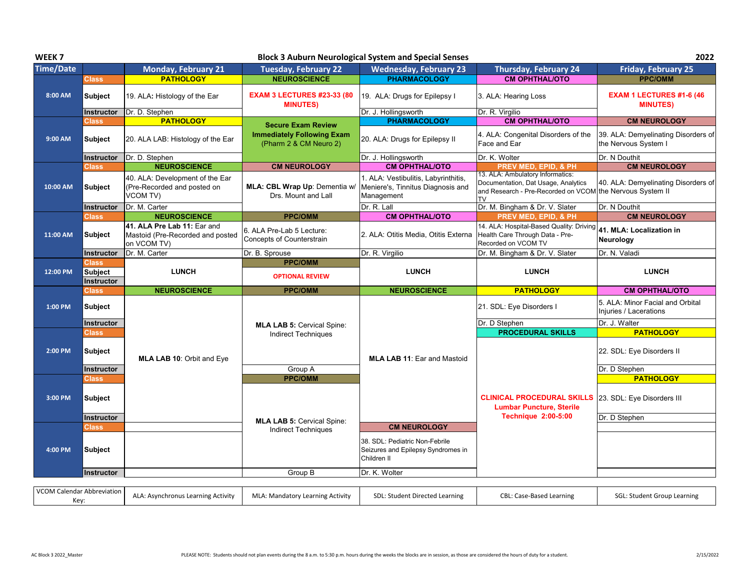**WEEK 7** **Block 3 Auburn Neurological System and Special Senses** **2022**

| Time/Date | | Monday, February 21 | Tuesday, February 22 | Wednesday, February 23 | Thursday, February 24 | Friday, February 25 |
|---|---|---|---|---|---|---|
| 8:00 AM | Class | PATHOLOGY | NEUROSCIENCE | PHARMACOLOGY | CM OPHTHAL/OTO | PPC/OMM |
| | Subject | 19. ALA: Histology of the Ear | EXAM 3 LECTURES #23-33 (80 MINUTES) | 19. ALA: Drugs for Epilepsy I | 3. ALA: Hearing Loss | EXAM 1 LECTURES #1-6 (46 MINUTES) |
| | Instructor | Dr. D. Stephen | | Dr. J. Hollingsworth | Dr. R. Virgilio | |
| 9:00 AM | Class | PATHOLOGY | Secure Exam Review Immediately Following Exam (Pharm 2 & CM Neuro 2) | PHARMACOLOGY | CM OPHTHAL/OTO | CM NEUROLOGY |
| | Subject | 20. ALA LAB: Histology of the Ear | | 20. ALA: Drugs for Epilepsy II | 4. ALA: Congenital Disorders of the Face and Ear | 39. ALA: Demyelinating Disorders of the Nervous System I |
| | Instructor | Dr. D. Stephen | | Dr. J. Hollingsworth | Dr. K. Wolter | Dr. N Douthit |
| 10:00 AM | Class | NEUROSCIENCE | CM NEUROLOGY | CM OPHTHAL/OTO | PREV MED, EPID, & PH | CM NEUROLOGY |
| | Subject | 40. ALA: Development of the Ear (Pre-Recorded and posted on VCOM TV) | MLA: CBL Wrap Up: Dementia w/ Drs. Mount and Lall | 1. ALA: Vestibulitis, Labyrinthitis, Meniere's, Tinnitus Diagnosis and Management | 13. ALA: Ambulatory Informatics: Documentation, Dat Usage, Analytics and Research - Pre-Recorded on VCOM TV | 40. ALA: Demyelinating Disorders of the Nervous System II |
| | Instructor | Dr. M. Carter | | Dr. R. Lall | Dr. M. Bingham & Dr. V. Slater | Dr. N Douthit |
| 11:00 AM | Class | NEUROSCIENCE | PPC/OMM | CM OPHTHAL/OTO | PREV MED, EPID, & PH | CM NEUROLOGY |
| | Subject | 41. ALA Pre Lab 11: Ear and Mastoid (Pre-Recorded and posted on VCOM TV) | 6. ALA Pre-Lab 5 Lecture: Concepts of Counterstrain | 2. ALA: Otitis Media, Otitis Externa | 14. ALA: Hospital-Based Quality: Driving Health Care Through Data - Pre-Recorded on VCOM TV | 41. MLA: Localization in Neurology |
| | Instructor | Dr. M. Carter | Dr. B. Sprouse | Dr. R. Virgilio | Dr. M. Bingham & Dr. V. Slater | Dr. N. Valadi |
| 12:00 PM | Class | LUNCH | PPC/OMM | LUNCH | LUNCH | LUNCH |
| | Subject | | OPTIONAL REVIEW | | | |
| | Instructor | | | | | |
| 1:00 PM | Class | NEUROSCIENCE | PPC/OMM | NEUROSCIENCE | PATHOLOGY | CM OPHTHAL/OTO |
| | Subject | MLA LAB 10: Orbit and Eye | MLA LAB 5: Cervical Spine: Indirect Techniques | MLA LAB 11: Ear and Mastoid | 21. SDL: Eye Disorders I | 5. ALA: Minor Facial and Orbital Injuries / Lacerations |
| | Instructor | | | | Dr. D Stephen | Dr. J. Walter |
| 2:00 PM | Class | | | | PROCEDURAL SKILLS | PATHOLOGY |
| | Subject | | | | CLINICAL PROCEDURAL SKILLS Lumbar Puncture, Sterile Technique 2:00-5:00 | 22. SDL: Eye Disorders II |
| | Instructor | | Group A | | | Dr. D Stephen |
| 3:00 PM | Class | | PPC/OMM | | | PATHOLOGY |
| | Subject | | MLA LAB 5: Cervical Spine: Indirect Techniques | | | 23. SDL: Eye Disorders III |
| | Instructor | | | | | Dr. D Stephen |
| 4:00 PM | Class | | | CM NEUROLOGY | | |
| | Subject | | | 38. SDL: Pediatric Non-Febrile Seizures and Epilepsy Syndromes in Children II | | |
| | Instructor | | Group B | Dr. K. Wolter | | |

| VCOM Calendar Abbreviation Key: | ALA: Asynchronus Learning Activity | MLA: Mandatory Learning Activity | SDL: Student Directed Learning | CBL: Case-Based Learning | SGL: Student Group Learning |
|---|---|---|---|---|---|

AC Block 3 2022_Master

PLEASE NOTE: Students should not plan events during the 8 a.m. to 5:30 p.m. hours during the weeks the blocks are in session, as those are considered the hours of duty for a student.

2/15/2022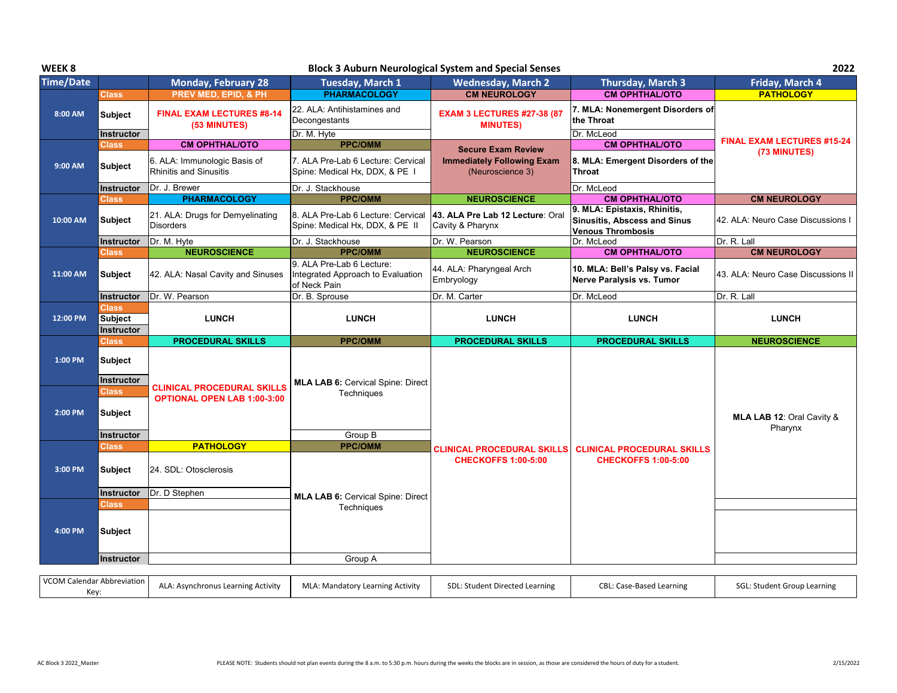**WEEK 8** — **Block 3 Auburn Neurological System and Special Senses** — **2022**

| Time/Date | | Monday, February 28 | Tuesday, March 1 | Wednesday, March 2 | Thursday, March 3 | Friday, March 4 |
|---|---|---|---|---|---|---|
| 8:00 AM | Class | PREV MED, EPID, & PH | PHARMACOLOGY | CM NEUROLOGY | CM OPHTHAL/OTO | PATHOLOGY |
| | Subject | FINAL EXAM LECTURES #8-14 (53 MINUTES) | 22. ALA: Antihistamines and Decongestants | EXAM 3 LECTURES #27-38 (87 MINUTES) | 7. MLA: Nonemergent Disorders of the Throat | FINAL EXAM LECTURES #15-24 (73 MINUTES) |
| | Instructor | | Dr. M. Hyte | | Dr. McLeod | |
| 9:00 AM | Class | CM OPHTHAL/OTO | PPC/OMM | Secure Exam Review Immediately Following Exam (Neuroscience 3) | CM OPHTHAL/OTO | |
| | Subject | 6. ALA: Immunologic Basis of Rhinitis and Sinusitis | 7. ALA Pre-Lab 6 Lecture: Cervical Spine: Medical Hx, DDX, & PE I | | 8. MLA: Emergent Disorders of the Throat | |
| | Instructor | Dr. J. Brewer | Dr. J. Stackhouse | | Dr. McLeod | |
| 10:00 AM | Class | PHARMACOLOGY | PPC/OMM | NEUROSCIENCE | CM OPHTHAL/OTO | CM NEUROLOGY |
| | Subject | 21. ALA: Drugs for Demyelinating Disorders | 8. ALA Pre-Lab 6 Lecture: Cervical Spine: Medical Hx, DDX, & PE II | 43. ALA Pre Lab 12 Lecture: Oral Cavity & Pharynx | 9. MLA: Epistaxis, Rhinitis, Sinusitis, Abscess and Sinus Venous Thrombosis | 42. ALA: Neuro Case Discussions I |
| | Instructor | Dr. M. Hyte | Dr. J. Stackhouse | Dr. W. Pearson | Dr. McLeod | Dr. R. Lall |
| 11:00 AM | Class | NEUROSCIENCE | PPC/OMM | NEUROSCIENCE | CM OPHTHAL/OTO | CM NEUROLOGY |
| | Subject | 42. ALA: Nasal Cavity and Sinuses | 9. ALA Pre-Lab 6 Lecture: Integrated Approach to Evaluation of Neck Pain | 44. ALA: Pharyngeal Arch Embryology | 10. MLA: Bell's Palsy vs. Facial Nerve Paralysis vs. Tumor | 43. ALA: Neuro Case Discussions II |
| | Instructor | Dr. W. Pearson | Dr. B. Sprouse | Dr. M. Carter | Dr. McLeod | Dr. R. Lall |
| 12:00 PM | Class | LUNCH | LUNCH | LUNCH | LUNCH | LUNCH |
| | Subject | | | | | |
| | Instructor | | | | | |
| 1:00 PM | Class | PROCEDURAL SKILLS | PPC/OMM | PROCEDURAL SKILLS | PROCEDURAL SKILLS | NEUROSCIENCE |
| | Subject | CLINICAL PROCEDURAL SKILLS OPTIONAL OPEN LAB 1:00-3:00 | MLA LAB 6: Cervical Spine: Direct Techniques | CLINICAL PROCEDURAL SKILLS CHECKOFFS 1:00-5:00 | CLINICAL PROCEDURAL SKILLS CHECKOFFS 1:00-5:00 | MLA LAB 12: Oral Cavity & Pharynx |
| | Instructor | | | | | |
| 2:00 PM | Class | | | | | |
| | Subject | | | | | |
| | Instructor | | Group B | | | |
| 3:00 PM | Class | PATHOLOGY | PPC/OMM | | | |
| | Subject | 24. SDL: Otosclerosis | MLA LAB 6: Cervical Spine: Direct Techniques | | | |
| | Instructor | Dr. D Stephen | | | | |
| 4:00 PM | Class | | | | | |
| | Subject | | | | | |
| | Instructor | | Group A | | | |

| VCOM Calendar Abbreviation Key: | ALA: Asynchronus Learning Activity | MLA: Mandatory Learning Activity | SDL: Student Directed Learning | CBL: Case-Based Learning | SGL: Student Group Learning |
|---|---|---|---|---|---|

AC Block 3 2022_Master — PLEASE NOTE: Students should not plan events during the 8 a.m. to 5:30 p.m. hours during the weeks the blocks are in session, as those are considered the hours of duty for a student. — 2/15/2022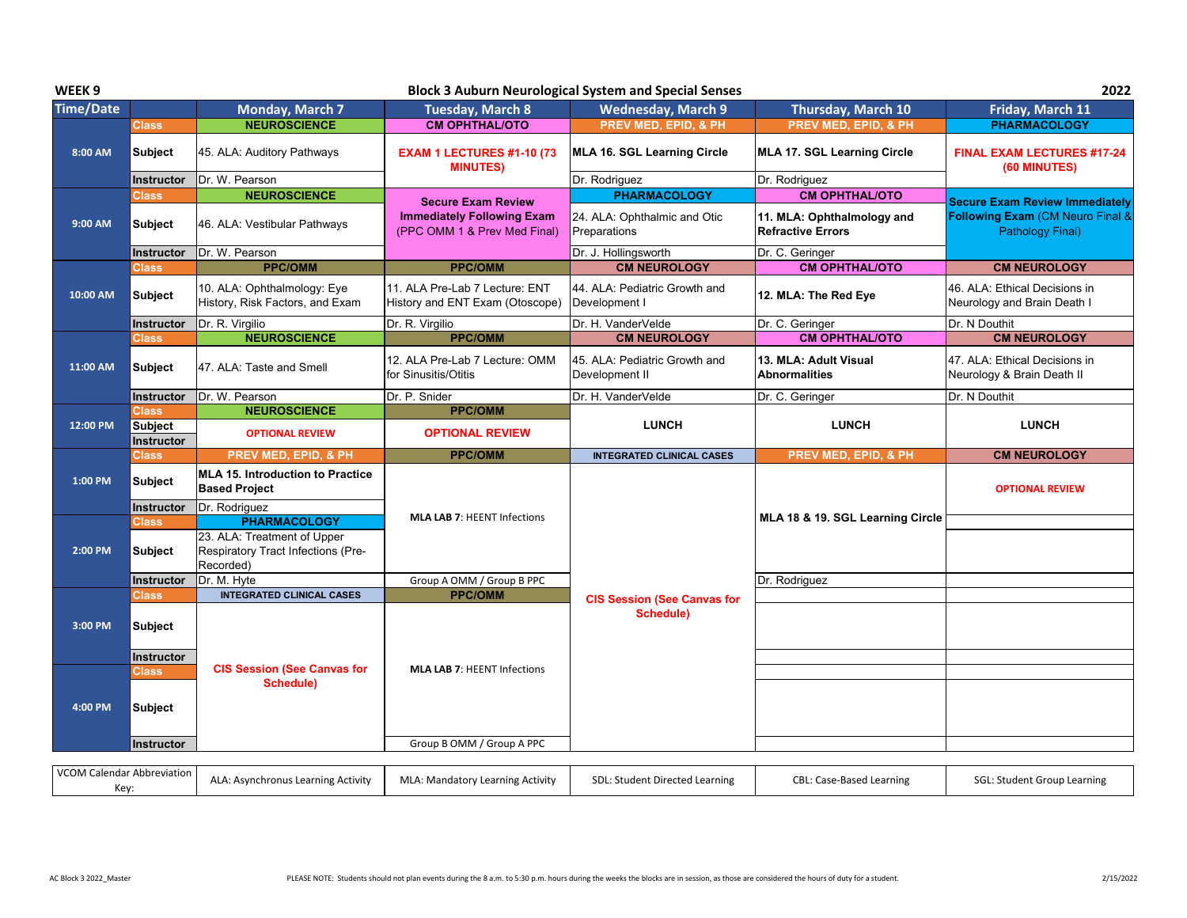**WEEK 9** | **Block 3 Auburn Neurological System and Special Senses** | **2022**

| Time/Date | | Monday, March 7 | Tuesday, March 8 | Wednesday, March 9 | Thursday, March 10 | Friday, March 11 |
|---|---|---|---|---|---|---|
| 8:00 AM | Class | NEUROSCIENCE | CM OPHTHAL/OTO | PREV MED, EPID, & PH | PREV MED, EPID, & PH | PHARMACOLOGY |
| | Subject | 45. ALA: Auditory Pathways | **EXAM 1 LECTURES #1-10 (73 MINUTES)** | **MLA 16. SGL Learning Circle** | **MLA 17. SGL Learning Circle** | **FINAL EXAM LECTURES #17-24 (60 MINUTES)** |
| | Instructor | Dr. W. Pearson | | Dr. Rodriguez | Dr. Rodriguez | |
| 9:00 AM | Class | NEUROSCIENCE | **Secure Exam Review Immediately Following Exam** (PPC OMM 1 & Prev Med Final) | PHARMACOLOGY | CM OPHTHAL/OTO | **Secure Exam Review Immediately Following Exam** (CM Neuro Final & Pathology Final) |
| | Subject | 46. ALA: Vestibular Pathways | | 24. ALA: Ophthalmic and Otic Preparations | **11. MLA: Ophthalmology and Refractive Errors** | |
| | Instructor | Dr. W. Pearson | | Dr. J. Hollingsworth | Dr. C. Geringer | |
| 10:00 AM | Class | PPC/OMM | PPC/OMM | CM NEUROLOGY | CM OPHTHAL/OTO | CM NEUROLOGY |
| | Subject | 10. ALA: Ophthalmology: Eye History, Risk Factors, and Exam | 11. ALA Pre-Lab 7 Lecture: ENT History and ENT Exam (Otoscope) | 44. ALA: Pediatric Growth and Development I | **12. MLA: The Red Eye** | 46. ALA: Ethical Decisions in Neurology and Brain Death I |
| | Instructor | Dr. R. Virgilio | Dr. R. Virgilio | Dr. H. VanderVelde | Dr. C. Geringer | Dr. N Douthit |
| 11:00 AM | Class | NEUROSCIENCE | PPC/OMM | CM NEUROLOGY | CM OPHTHAL/OTO | CM NEUROLOGY |
| | Subject | 47. ALA: Taste and Smell | 12. ALA Pre-Lab 7 Lecture: OMM for Sinusitis/Otitis | 45. ALA: Pediatric Growth and Development II | **13. MLA: Adult Visual Abnormalities** | 47. ALA: Ethical Decisions in Neurology & Brain Death II |
| | Instructor | Dr. W. Pearson | Dr. P. Snider | Dr. H. VanderVelde | Dr. C. Geringer | Dr. N Douthit |
| 12:00 PM | Class | NEUROSCIENCE | PPC/OMM | **LUNCH** | **LUNCH** | **LUNCH** |
| | Subject | **OPTIONAL REVIEW** | **OPTIONAL REVIEW** | | | |
| | Instructor | | | | | |
| 1:00 PM | Class | PREV MED, EPID, & PH | PPC/OMM | INTEGRATED CLINICAL CASES | PREV MED, EPID, & PH | CM NEUROLOGY |
| | Subject | **MLA 15. Introduction to Practice Based Project** | **MLA LAB 7**: HEENT Infections | **CIS Session (See Canvas for Schedule)** | **MLA 18 & 19. SGL Learning Circle** | **OPTIONAL REVIEW** |
| | Instructor | Dr. Rodriguez | | | | |
| 2:00 PM | Class | PHARMACOLOGY | | | | |
| | Subject | 23. ALA: Treatment of Upper Respiratory Tract Infections (Pre-Recorded) | | | | |
| | Instructor | Dr. M. Hyte | Group A OMM / Group B PPC | | Dr. Rodriguez | |
| 3:00 PM | Class | INTEGRATED CLINICAL CASES | PPC/OMM | | | |
| | Subject | **CIS Session (See Canvas for Schedule)** | **MLA LAB 7**: HEENT Infections | | | |
| | Instructor | | | | | |
| 4:00 PM | Class | | | | | |
| | Subject | | | | | |
| | Instructor | | Group B OMM / Group A PPC | | | |

| VCOM Calendar Abbreviation Key: | ALA: Asynchronus Learning Activity | MLA: Mandatory Learning Activity | SDL: Student Directed Learning | CBL: Case-Based Learning | SGL: Student Group Learning |
|---|---|---|---|---|---|

AC Block 3 2022_Master

PLEASE NOTE: Students should not plan events during the 8 a.m. to 5:30 p.m. hours during the weeks the blocks are in session, as those are considered the hours of duty for a student.

2/15/2022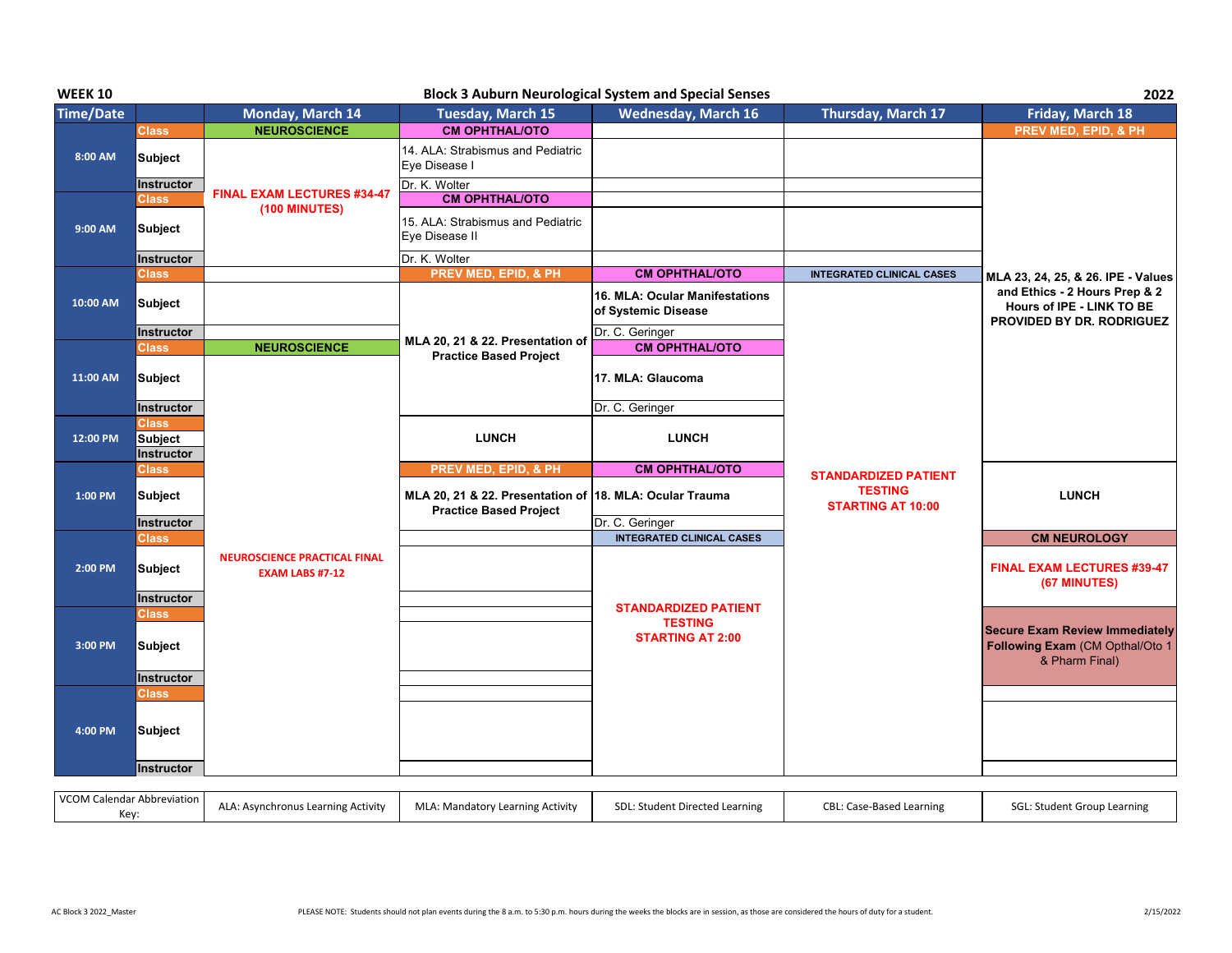**WEEK 10** — **Block 3 Auburn Neurological System and Special Senses** — **2022**

| Time/Date | | Monday, March 14 | Tuesday, March 15 | Wednesday, March 16 | Thursday, March 17 | Friday, March 18 |
|---|---|---|---|---|---|---|
| 8:00 AM | Class | NEUROSCIENCE | CM OPHTHAL/OTO | | | PREV MED, EPID, & PH |
| | Subject | FINAL EXAM LECTURES #34-47 (100 MINUTES) | 14. ALA: Strabismus and Pediatric Eye Disease I | | | MLA 23, 24, 25, & 26. IPE - Values and Ethics - 2 Hours Prep & 2 Hours of IPE - LINK TO BE PROVIDED BY DR. RODRIGUEZ |
| | Instructor | | Dr. K. Wolter | | | |
| 9:00 AM | Class | | CM OPHTHAL/OTO | | | |
| | Subject | | 15. ALA: Strabismus and Pediatric Eye Disease II | | | |
| | Instructor | | Dr. K. Wolter | | | |
| 10:00 AM | Class | | PREV MED, EPID, & PH | CM OPHTHAL/OTO | INTEGRATED CLINICAL CASES | |
| | Subject | | MLA 20, 21 & 22. Presentation of Practice Based Project | 16. MLA: Ocular Manifestations of Systemic Disease | STANDARDIZED PATIENT TESTING STARTING AT 10:00 | |
| | Instructor | | | Dr. C. Geringer | | |
| 11:00 AM | Class | NEUROSCIENCE | | CM OPHTHAL/OTO | | |
| | Subject | NEUROSCIENCE PRACTICAL FINAL EXAM LABS #7-12 | | 17. MLA: Glaucoma | | |
| | Instructor | | | Dr. C. Geringer | | |
| 12:00 PM | Class | | | | | |
| | Subject | | LUNCH | LUNCH | | |
| | Instructor | | | | | |
| 1:00 PM | Class | | PREV MED, EPID, & PH | CM OPHTHAL/OTO | | |
| | Subject | | MLA 20, 21 & 22. Presentation of Practice Based Project | 18. MLA: Ocular Trauma | | LUNCH |
| | Instructor | | | Dr. C. Geringer | | |
| 2:00 PM | Class | | | INTEGRATED CLINICAL CASES | | CM NEUROLOGY |
| | Subject | | | STANDARDIZED PATIENT TESTING STARTING AT 2:00 | | FINAL EXAM LECTURES #39-47 (67 MINUTES) |
| | Instructor | | | | | |
| 3:00 PM | Class | | | | | |
| | Subject | | | | | **Secure Exam Review Immediately Following Exam** (CM Opthal/Oto 1 & Pharm Final) |
| | Instructor | | | | | |
| 4:00 PM | Class | | | | | |
| | Subject | | | | | |
| | Instructor | | | | | |

| VCOM Calendar Abbreviation Key: | ALA: Asynchronus Learning Activity | MLA: Mandatory Learning Activity | SDL: Student Directed Learning | CBL: Case-Based Learning | SGL: Student Group Learning |
|---|---|---|---|---|---|

PLEASE NOTE: Students should not plan events during the 8 a.m. to 5:30 p.m. hours during the weeks the blocks are in session, as those are considered the hours of duty for a student.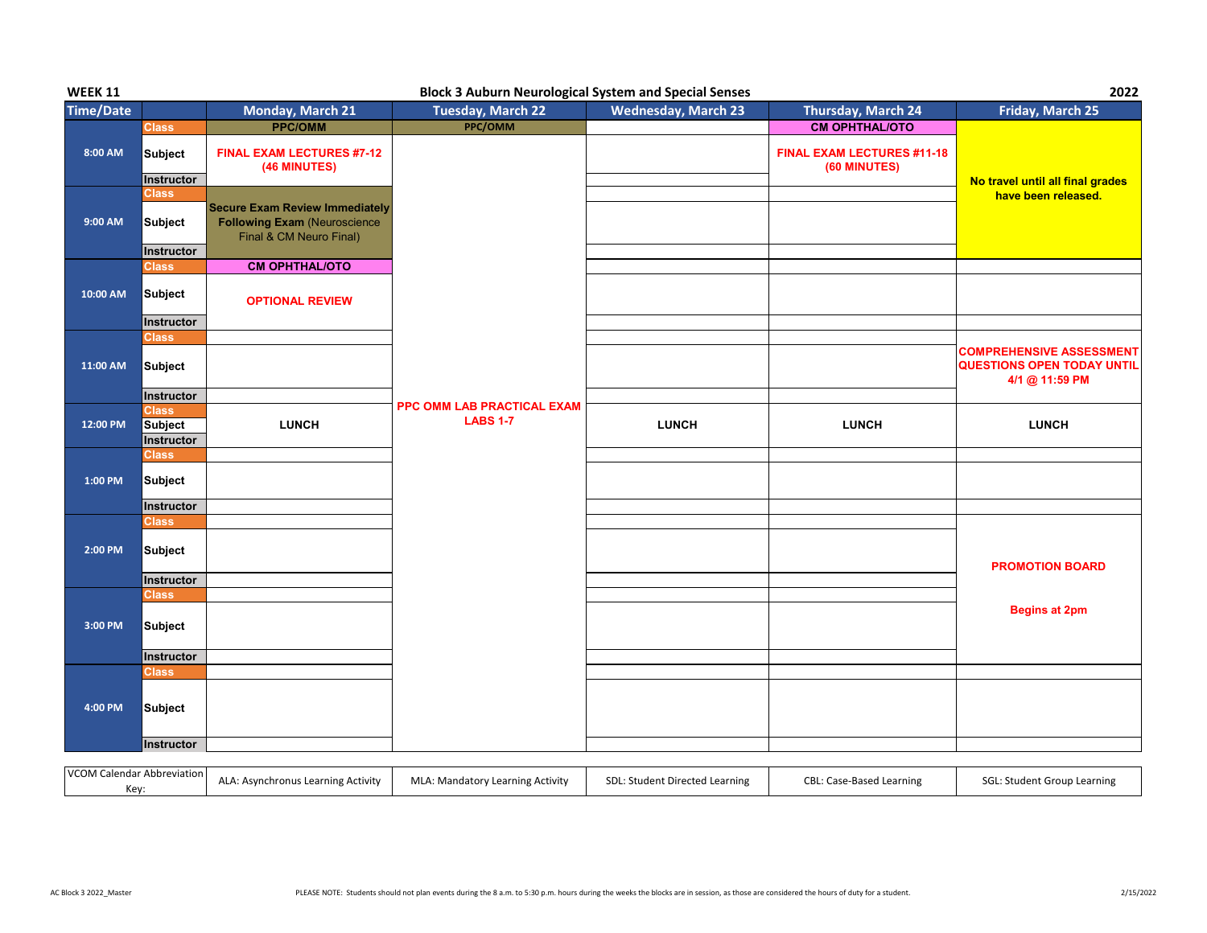**WEEK 11** | **Block 3 Auburn Neurological System and Special Senses** | **2022**

| Time/Date | | Monday, March 21 | Tuesday, March 22 | Wednesday, March 23 | Thursday, March 24 | Friday, March 25 |
|---|---|---|---|---|---|---|
| 8:00 AM | Class | PPC/OMM | PPC/OMM | | CM OPHTHAL/OTO | No travel until all final grades have been released. |
| | Subject | FINAL EXAM LECTURES #7-12 (46 MINUTES) | | | FINAL EXAM LECTURES #11-18 (60 MINUTES) | |
| | Instructor | | | | | |
| 9:00 AM | Class | Secure Exam Review Immediately Following Exam (Neuroscience Final & CM Neuro Final) | | | | |
| | Subject | | | | | |
| | Instructor | | | | | |
| 10:00 AM | Class | CM OPHTHAL/OTO | | | | |
| | Subject | OPTIONAL REVIEW | | | | |
| | Instructor | | | | | |
| 11:00 AM | Class | | | | | COMPREHENSIVE ASSESSMENT QUESTIONS OPEN TODAY UNTIL 4/1 @ 11:59 PM |
| | Subject | | | | | |
| | Instructor | | | | | |
| 12:00 PM | Class | LUNCH | PPC OMM LAB PRACTICAL EXAM LABS 1-7 | LUNCH | LUNCH | LUNCH |
| | Subject | | | | | |
| | Instructor | | | | | |
| 1:00 PM | Class | | | | | |
| | Subject | | | | | |
| | Instructor | | | | | |
| 2:00 PM | Class | | | | | PROMOTION BOARD<br><br>Begins at 2pm |
| | Subject | | | | | |
| | Instructor | | | | | |
| 3:00 PM | Class | | | | | |
| | Subject | | | | | |
| | Instructor | | | | | |
| 4:00 PM | Class | | | | | |
| | Subject | | | | | |
| | Instructor | | | | | |

| VCOM Calendar Abbreviation Key: | ALA: Asynchronous Learning Activity | MLA: Mandatory Learning Activity | SDL: Student Directed Learning | CBL: Case-Based Learning | SGL: Student Group Learning |
|---|---|---|---|---|---|

AC Block 3 2022_Master

PLEASE NOTE: Students should not plan events during the 8 a.m. to 5:30 p.m. hours during the weeks the blocks are in session, as those are considered the hours of duty for a student.

2/15/2022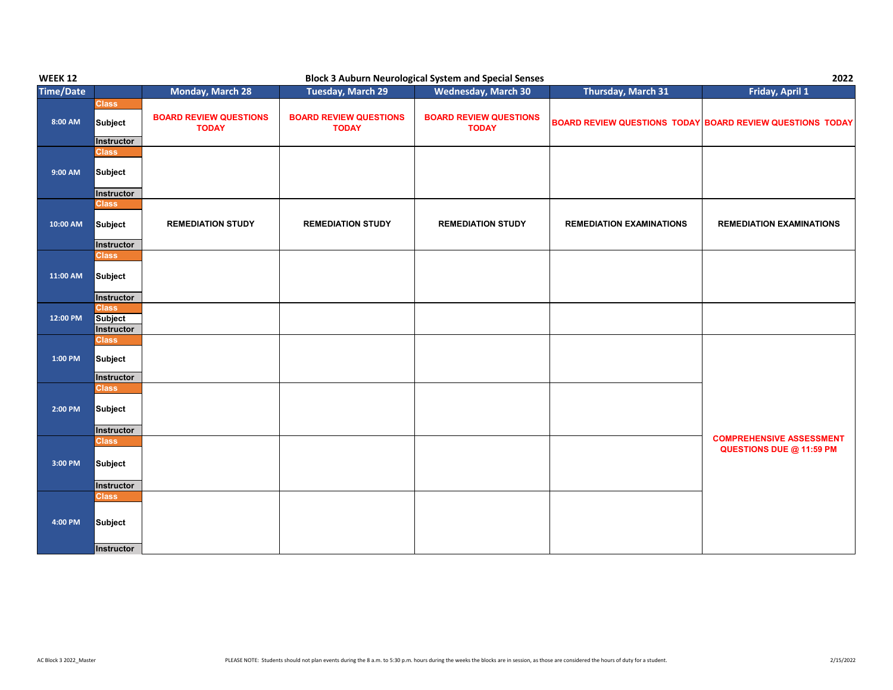**WEEK 12** | **Block 3 Auburn Neurological System and Special Senses** | **2022**

| Time/Date | | Monday, March 28 | Tuesday, March 29 | Wednesday, March 30 | Thursday, March 31 | Friday, April 1 |
|---|---|---|---|---|---|---|
| 8:00 AM | Class / Subject / Instructor | BOARD REVIEW QUESTIONS TODAY | BOARD REVIEW QUESTIONS TODAY | BOARD REVIEW QUESTIONS TODAY | BOARD REVIEW QUESTIONS TODAY | BOARD REVIEW QUESTIONS TODAY |
| 9:00 AM | Class / Subject / Instructor | | | | | |
| 10:00 AM | Class / Subject / Instructor | REMEDIATION STUDY | REMEDIATION STUDY | REMEDIATION STUDY | REMEDIATION EXAMINATIONS | REMEDIATION EXAMINATIONS |
| 11:00 AM | Class / Subject / Instructor | | | | | |
| 12:00 PM | Class / Subject / Instructor | | | | | |
| 1:00 PM | Class / Subject / Instructor | | | | | COMPREHENSIVE ASSESSMENT QUESTIONS DUE @ 11:59 PM |
| 2:00 PM | Class / Subject / Instructor | | | | | |
| 3:00 PM | Class / Subject / Instructor | | | | | |
| 4:00 PM | Class / Subject / Instructor | | | | | |

AC Block 3 2022_Master

PLEASE NOTE: Students should not plan events during the 8 a.m. to 5:30 p.m. hours during the weeks the blocks are in session, as those are considered the hours of duty for a student.

2/15/2022